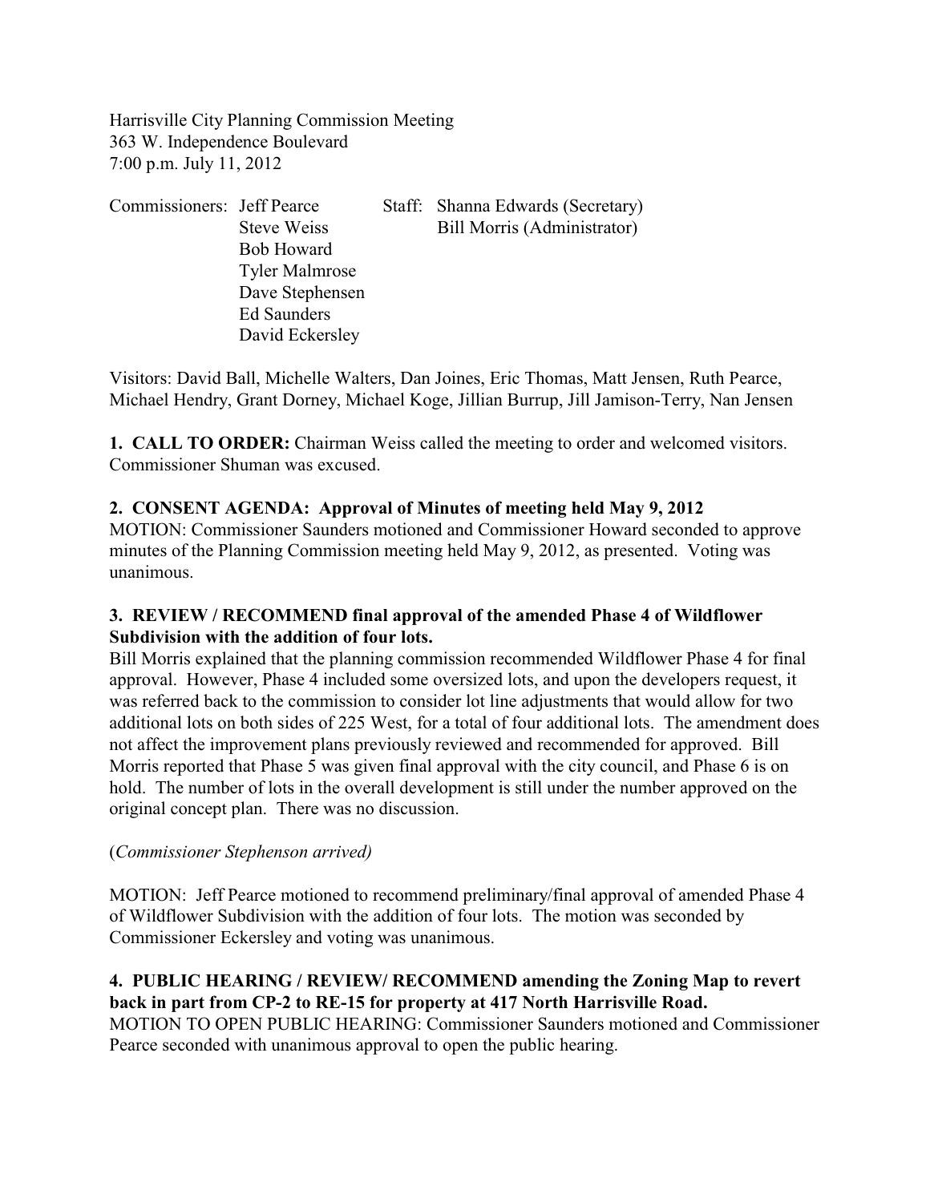Harrisville City Planning Commission Meeting
363 W. Independence Boulevard
7:00 p.m. July 11, 2012

Commissioners: Jeff Pearce
Steve Weiss
Bob Howard
Tyler Malmrose
Dave Stephensen
Ed Saunders
David Eckersley

Staff: Shanna Edwards (Secretary)
Bill Morris (Administrator)

Visitors: David Ball, Michelle Walters, Dan Joines, Eric Thomas, Matt Jensen, Ruth Pearce, Michael Hendry, Grant Dorney, Michael Koge, Jillian Burrup, Jill Jamison-Terry, Nan Jensen

**1. CALL TO ORDER:** Chairman Weiss called the meeting to order and welcomed visitors. Commissioner Shuman was excused.

**2. CONSENT AGENDA: Approval of Minutes of meeting held May 9, 2012**
MOTION: Commissioner Saunders motioned and Commissioner Howard seconded to approve minutes of the Planning Commission meeting held May 9, 2012, as presented. Voting was unanimous.

**3. REVIEW / RECOMMEND final approval of the amended Phase 4 of Wildflower Subdivision with the addition of four lots.**
Bill Morris explained that the planning commission recommended Wildflower Phase 4 for final approval. However, Phase 4 included some oversized lots, and upon the developers request, it was referred back to the commission to consider lot line adjustments that would allow for two additional lots on both sides of 225 West, for a total of four additional lots. The amendment does not affect the improvement plans previously reviewed and recommended for approved. Bill Morris reported that Phase 5 was given final approval with the city council, and Phase 6 is on hold. The number of lots in the overall development is still under the number approved on the original concept plan. There was no discussion.

(*Commissioner Stephenson arrived)*

MOTION: Jeff Pearce motioned to recommend preliminary/final approval of amended Phase 4 of Wildflower Subdivision with the addition of four lots. The motion was seconded by Commissioner Eckersley and voting was unanimous.

**4. PUBLIC HEARING / REVIEW/ RECOMMEND amending the Zoning Map to revert back in part from CP-2 to RE-15 for property at 417 North Harrisville Road.**
MOTION TO OPEN PUBLIC HEARING: Commissioner Saunders motioned and Commissioner Pearce seconded with unanimous approval to open the public hearing.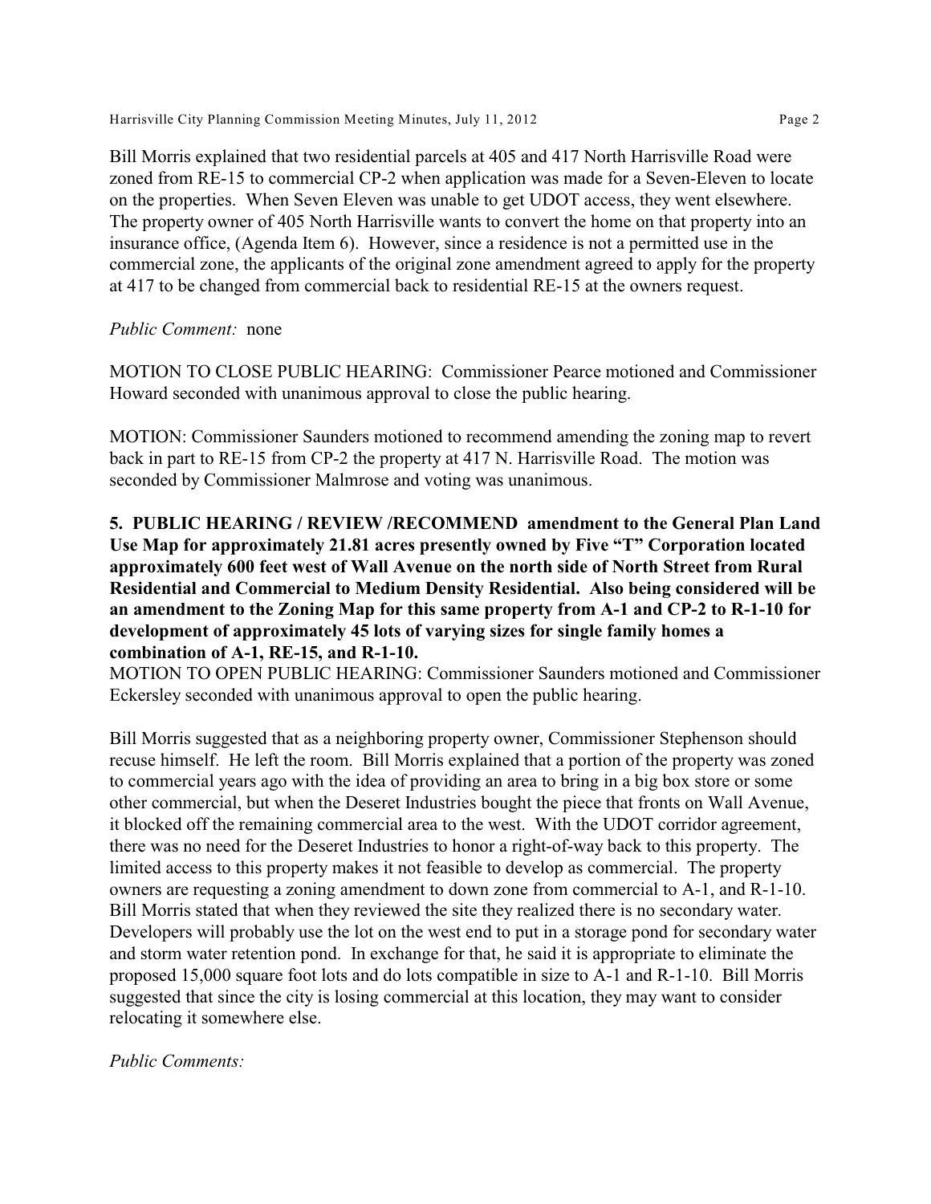Bill Morris explained that two residential parcels at 405 and 417 North Harrisville Road were zoned from RE-15 to commercial CP-2 when application was made for a Seven-Eleven to locate on the properties. When Seven Eleven was unable to get UDOT access, they went elsewhere. The property owner of 405 North Harrisville wants to convert the home on that property into an insurance office, (Agenda Item 6). However, since a residence is not a permitted use in the commercial zone, the applicants of the original zone amendment agreed to apply for the property at 417 to be changed from commercial back to residential RE-15 at the owners request.

*Public Comment:* none

MOTION TO CLOSE PUBLIC HEARING: Commissioner Pearce motioned and Commissioner Howard seconded with unanimous approval to close the public hearing.

MOTION: Commissioner Saunders motioned to recommend amending the zoning map to revert back in part to RE-15 from CP-2 the property at 417 N. Harrisville Road. The motion was seconded by Commissioner Malmrose and voting was unanimous.

**5. PUBLIC HEARING / REVIEW /RECOMMEND amendment to the General Plan Land Use Map for approximately 21.81 acres presently owned by Five "T" Corporation located approximately 600 feet west of Wall Avenue on the north side of North Street from Rural Residential and Commercial to Medium Density Residential. Also being considered will be an amendment to the Zoning Map for this same property from A-1 and CP-2 to R-1-10 for development of approximately 45 lots of varying sizes for single family homes a combination of A-1, RE-15, and R-1-10.**

MOTION TO OPEN PUBLIC HEARING: Commissioner Saunders motioned and Commissioner Eckersley seconded with unanimous approval to open the public hearing.

Bill Morris suggested that as a neighboring property owner, Commissioner Stephenson should recuse himself. He left the room. Bill Morris explained that a portion of the property was zoned to commercial years ago with the idea of providing an area to bring in a big box store or some other commercial, but when the Deseret Industries bought the piece that fronts on Wall Avenue, it blocked off the remaining commercial area to the west. With the UDOT corridor agreement, there was no need for the Deseret Industries to honor a right-of-way back to this property. The limited access to this property makes it not feasible to develop as commercial. The property owners are requesting a zoning amendment to down zone from commercial to A-1, and R-1-10. Bill Morris stated that when they reviewed the site they realized there is no secondary water. Developers will probably use the lot on the west end to put in a storage pond for secondary water and storm water retention pond. In exchange for that, he said it is appropriate to eliminate the proposed 15,000 square foot lots and do lots compatible in size to A-1 and R-1-10. Bill Morris suggested that since the city is losing commercial at this location, they may want to consider relocating it somewhere else.

*Public Comments:*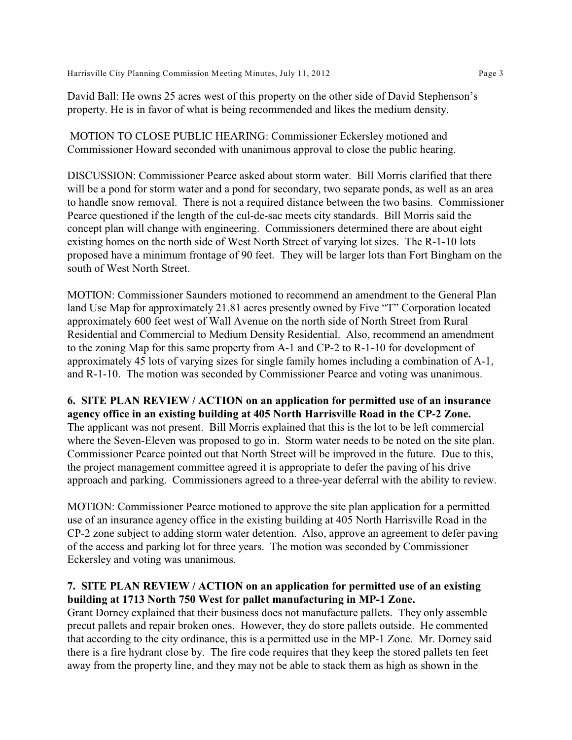David Ball: He owns 25 acres west of this property on the other side of David Stephenson's property. He is in favor of what is being recommended and likes the medium density.

MOTION TO CLOSE PUBLIC HEARING: Commissioner Eckersley motioned and Commissioner Howard seconded with unanimous approval to close the public hearing.

DISCUSSION: Commissioner Pearce asked about storm water. Bill Morris clarified that there will be a pond for storm water and a pond for secondary, two separate ponds, as well as an area to handle snow removal. There is not a required distance between the two basins. Commissioner Pearce questioned if the length of the cul-de-sac meets city standards. Bill Morris said the concept plan will change with engineering. Commissioners determined there are about eight existing homes on the north side of West North Street of varying lot sizes. The R-1-10 lots proposed have a minimum frontage of 90 feet. They will be larger lots than Fort Bingham on the south of West North Street.

MOTION: Commissioner Saunders motioned to recommend an amendment to the General Plan land Use Map for approximately 21.81 acres presently owned by Five "T" Corporation located approximately 600 feet west of Wall Avenue on the north side of North Street from Rural Residential and Commercial to Medium Density Residential. Also, recommend an amendment to the zoning Map for this same property from A-1 and CP-2 to R-1-10 for development of approximately 45 lots of varying sizes for single family homes including a combination of A-1, and R-1-10. The motion was seconded by Commissioner Pearce and voting was unanimous.

**6. SITE PLAN REVIEW / ACTION on an application for permitted use of an insurance agency office in an existing building at 405 North Harrisville Road in the CP-2 Zone.**
The applicant was not present. Bill Morris explained that this is the lot to be left commercial where the Seven-Eleven was proposed to go in. Storm water needs to be noted on the site plan. Commissioner Pearce pointed out that North Street will be improved in the future. Due to this, the project management committee agreed it is appropriate to defer the paving of his drive approach and parking. Commissioners agreed to a three-year deferral with the ability to review.

MOTION: Commissioner Pearce motioned to approve the site plan application for a permitted use of an insurance agency office in the existing building at 405 North Harrisville Road in the CP-2 zone subject to adding storm water detention. Also, approve an agreement to defer paving of the access and parking lot for three years. The motion was seconded by Commissioner Eckersley and voting was unanimous.

**7. SITE PLAN REVIEW / ACTION on an application for permitted use of an existing building at 1713 North 750 West for pallet manufacturing in MP-1 Zone.**
Grant Dorney explained that their business does not manufacture pallets. They only assemble precut pallets and repair broken ones. However, they do store pallets outside. He commented that according to the city ordinance, this is a permitted use in the MP-1 Zone. Mr. Dorney said there is a fire hydrant close by. The fire code requires that they keep the stored pallets ten feet away from the property line, and they may not be able to stack them as high as shown in the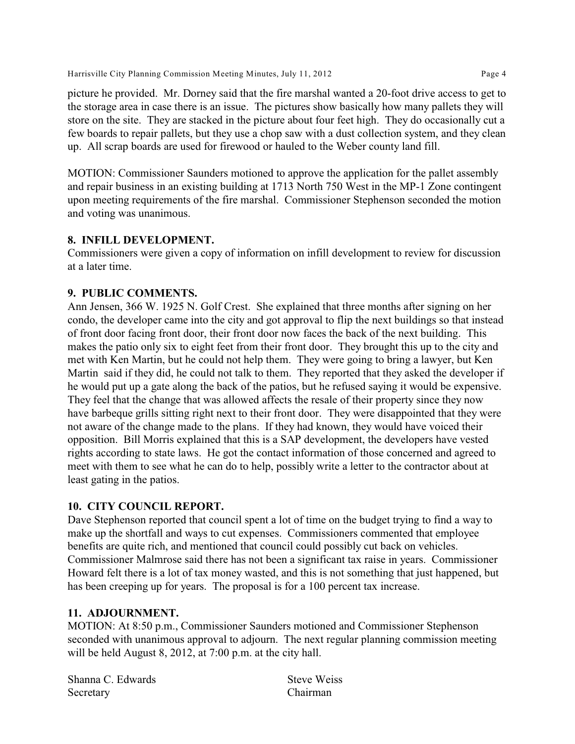picture he provided. Mr. Dorney said that the fire marshal wanted a 20-foot drive access to get to the storage area in case there is an issue. The pictures show basically how many pallets they will store on the site. They are stacked in the picture about four feet high. They do occasionally cut a few boards to repair pallets, but they use a chop saw with a dust collection system, and they clean up. All scrap boards are used for firewood or hauled to the Weber county land fill.

MOTION: Commissioner Saunders motioned to approve the application for the pallet assembly and repair business in an existing building at 1713 North 750 West in the MP-1 Zone contingent upon meeting requirements of the fire marshal. Commissioner Stephenson seconded the motion and voting was unanimous.

**8. INFILL DEVELOPMENT.**

Commissioners were given a copy of information on infill development to review for discussion at a later time.

**9. PUBLIC COMMENTS.**

Ann Jensen, 366 W. 1925 N. Golf Crest. She explained that three months after signing on her condo, the developer came into the city and got approval to flip the next buildings so that instead of front door facing front door, their front door now faces the back of the next building. This makes the patio only six to eight feet from their front door. They brought this up to the city and met with Ken Martin, but he could not help them. They were going to bring a lawyer, but Ken Martin said if they did, he could not talk to them. They reported that they asked the developer if he would put up a gate along the back of the patios, but he refused saying it would be expensive. They feel that the change that was allowed affects the resale of their property since they now have barbeque grills sitting right next to their front door. They were disappointed that they were not aware of the change made to the plans. If they had known, they would have voiced their opposition. Bill Morris explained that this is a SAP development, the developers have vested rights according to state laws. He got the contact information of those concerned and agreed to meet with them to see what he can do to help, possibly write a letter to the contractor about at least gating in the patios.

**10. CITY COUNCIL REPORT.**

Dave Stephenson reported that council spent a lot of time on the budget trying to find a way to make up the shortfall and ways to cut expenses. Commissioners commented that employee benefits are quite rich, and mentioned that council could possibly cut back on vehicles. Commissioner Malmrose said there has not been a significant tax raise in years. Commissioner Howard felt there is a lot of tax money wasted, and this is not something that just happened, but has been creeping up for years. The proposal is for a 100 percent tax increase.

**11. ADJOURNMENT.**

MOTION: At 8:50 p.m., Commissioner Saunders motioned and Commissioner Stephenson seconded with unanimous approval to adjourn. The next regular planning commission meeting will be held August 8, 2012, at 7:00 p.m. at the city hall.

| | |
|---|---|
| Shanna C. Edwards | Steve Weiss |
| Secretary | Chairman |